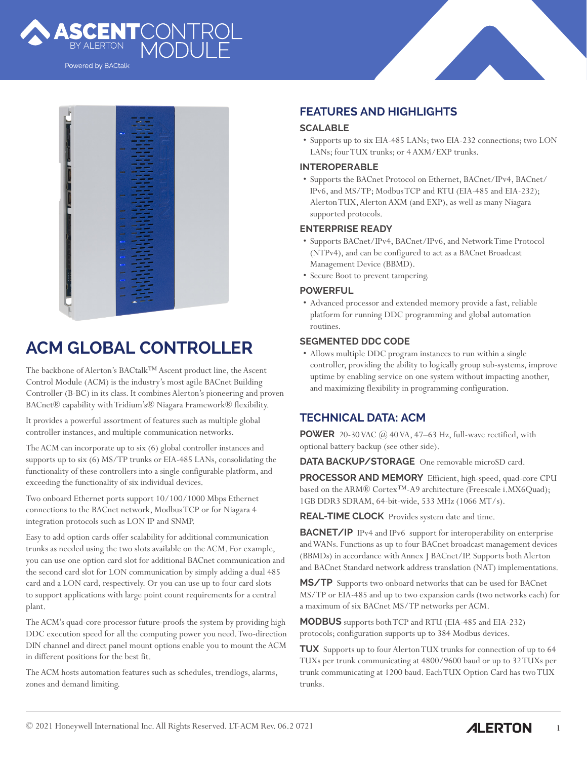# ASCENT CONTROL MODULE

BY ALERTON

Powered by BACtalk

## ACM GLOBAL CONTROLLER

The backbone of Alerton's BACtalk™ Ascent product line, the Ascent Control Module (ACM) is the industry's most agile BACnet Building Controller (B-BC) in its class. It combines Alerton's pioneering and proven BACnet® capability with Tridium's® Niagara Framework® flexibility.

It provides a powerful assortment of features such as multiple global controller instances, and multiple communication networks.

The ACM can incorporate up to six (6) global controller instances and supports up to six (6) MS/TP trunks or EIA-485 LANs, consolidating the functionality of these controllers into a single configurable platform, and exceeding the functionality of six individual devices.

Two onboard Ethernet ports support 10/100/1000 Mbps Ethernet connections to the BACnet network, Modbus TCP or for Niagara 4 integration protocols such as LON IP and SNMP.

Easy to add option cards offer scalability for additional communication trunks as needed using the two slots available on the ACM. For example, you can use one option card slot for additional BACnet communication and the second card slot for LON communication by simply adding a dual 485 card and a LON card, respectively. Or you can use up to four card slots to support applications with large point count requirements for a central plant.

The ACM's quad-core processor future-proofs the system by providing high DDC execution speed for all the computing power you need. Two-direction DIN channel and direct panel mount options enable you to mount the ACM in different positions for the best fit.

The ACM hosts automation features such as schedules, trendlogs, alarms, zones and demand limiting.

## FEATURES AND HIGHLIGHTS

### SCALABLE

- Supports up to six EIA-485 LANs; two EIA-232 connections; two LON LANs; four TUX trunks; or 4 AXM/EXP trunks.

### INTEROPERABLE

- Supports the BACnet Protocol on Ethernet, BACnet/IPv4, BACnet/IPv6, and MS/TP; Modbus TCP and RTU (EIA-485 and EIA-232); Alerton TUX, Alerton AXM (and EXP), as well as many Niagara supported protocols.

### ENTERPRISE READY

- Supports BACnet/IPv4, BACnet/IPv6, and Network Time Protocol (NTPv4), and can be configured to act as a BACnet Broadcast Management Device (BBMD).
- Secure Boot to prevent tampering.

### POWERFUL

- Advanced processor and extended memory provide a fast, reliable platform for running DDC programming and global automation routines.

### SEGMENTED DDC CODE

- Allows multiple DDC program instances to run within a single controller, providing the ability to logically group sub-systems, improve uptime by enabling service on one system without impacting another, and maximizing flexibility in programming configuration.

## TECHNICAL DATA: ACM

**POWER** 20-30 VAC @ 40 VA, 47–63 Hz, full-wave rectified, with optional battery backup (see other side).

**DATA BACKUP/STORAGE** One removable microSD card.

**PROCESSOR AND MEMORY** Efficient, high-speed, quad-core CPU based on the ARM® Cortex™-A9 architecture (Freescale i.MX6Quad); 1GB DDR3 SDRAM, 64-bit-wide, 533 MHz (1066 MT/s).

**REAL-TIME CLOCK** Provides system date and time.

**BACNET/IP** IPv4 and IPv6 support for interoperability on enterprise and WANs. Functions as up to four BACnet broadcast management devices (BBMDs) in accordance with Annex J BACnet/IP. Supports both Alerton and BACnet Standard network address translation (NAT) implementations.

**MS/TP** Supports two onboard networks that can be used for BACnet MS/TP or EIA-485 and up to two expansion cards (two networks each) for a maximum of six BACnet MS/TP networks per ACM.

**MODBUS** supports both TCP and RTU (EIA-485 and EIA-232) protocols; configuration supports up to 384 Modbus devices.

**TUX** Supports up to four Alerton TUX trunks for connection of up to 64 TUXs per trunk communicating at 4800/9600 baud or up to 32 TUXs per trunk communicating at 1200 baud. Each TUX Option Card has two TUX trunks.

© 2021 Honeywell International Inc. All Rights Reserved. LT-ACM Rev. 06.2 0721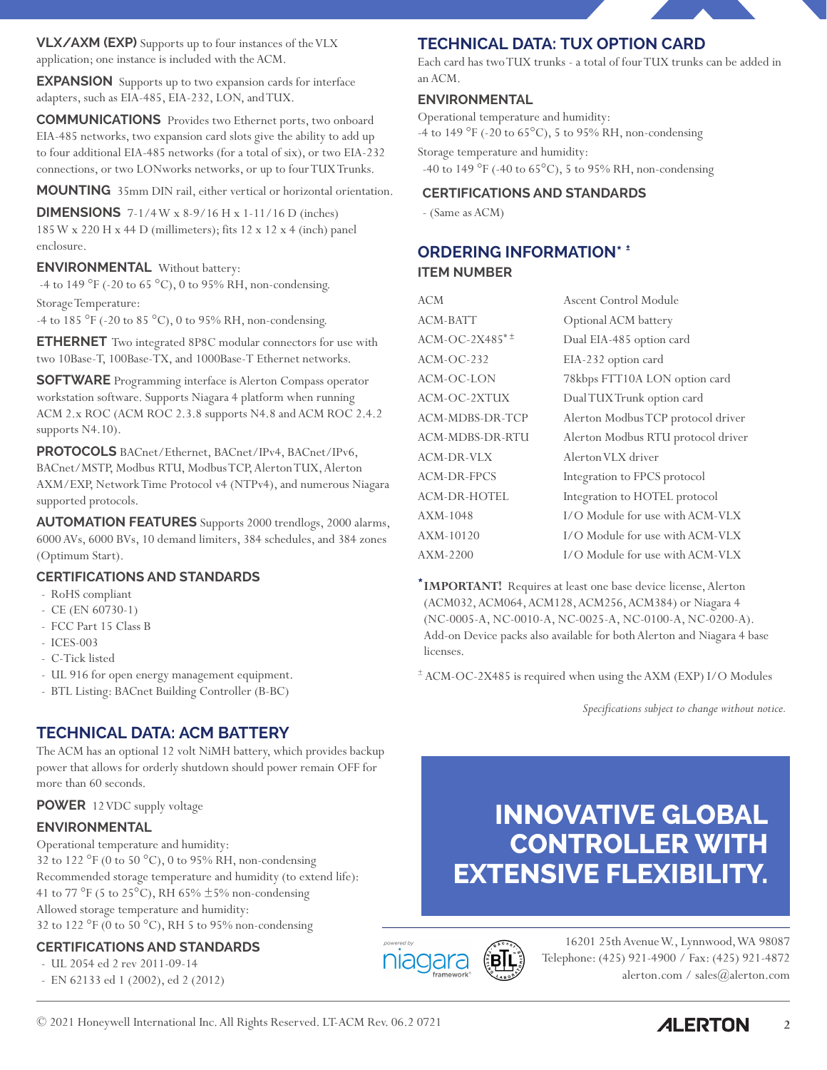**VLX/AXM (EXP)** Supports up to four instances of the VLX application; one instance is included with the ACM.

**EXPANSION** Supports up to two expansion cards for interface adapters, such as EIA-485, EIA-232, LON, and TUX.

**COMMUNICATIONS** Provides two Ethernet ports, two onboard EIA-485 networks, two expansion card slots give the ability to add up to four additional EIA-485 networks (for a total of six), or two EIA-232 connections, or two LONworks networks, or up to four TUX Trunks.

**MOUNTING** 35mm DIN rail, either vertical or horizontal orientation.

**DIMENSIONS** 7-1/4 W x 8-9/16 H x 1-11/16 D (inches) 185 W x 220 H x 44 D (millimeters); fits 12 x 12 x 4 (inch) panel enclosure.

**ENVIRONMENTAL** Without battery:
-4 to 149 °F (-20 to 65 °C), 0 to 95% RH, non-condensing.
Storage Temperature:
-4 to 185 °F (-20 to 85 °C), 0 to 95% RH, non-condensing.

**ETHERNET** Two integrated 8P8C modular connectors for use with two 10Base-T, 100Base-TX, and 1000Base-T Ethernet networks.

**SOFTWARE** Programming interface is Alerton Compass operator workstation software. Supports Niagara 4 platform when running ACM 2.x ROC (ACM ROC 2.3.8 supports N4.8 and ACM ROC 2.4.2 supports N4.10).

**PROTOCOLS** BACnet/Ethernet, BACnet/IPv4, BACnet/IPv6, BACnet/MSTP, Modbus RTU, Modbus TCP, Alerton TUX, Alerton AXM/EXP, Network Time Protocol v4 (NTPv4), and numerous Niagara supported protocols.

**AUTOMATION FEATURES** Supports 2000 trendlogs, 2000 alarms, 6000 AVs, 6000 BVs, 10 demand limiters, 384 schedules, and 384 zones (Optimum Start).

### CERTIFICATIONS AND STANDARDS

- RoHS compliant
- CE (EN 60730-1)
- FCC Part 15 Class B
- ICES-003
- C-Tick listed
- UL 916 for open energy management equipment.
- BTL Listing: BACnet Building Controller (B-BC)

## TECHNICAL DATA: ACM BATTERY

The ACM has an optional 12 volt NiMH battery, which provides backup power that allows for orderly shutdown should power remain OFF for more than 60 seconds.

**POWER** 12 VDC supply voltage

### ENVIRONMENTAL

Operational temperature and humidity:
32 to 122 °F (0 to 50 °C), 0 to 95% RH, non-condensing
Recommended storage temperature and humidity (to extend life):
41 to 77 °F (5 to 25°C), RH 65% ±5% non-condensing
Allowed storage temperature and humidity:
32 to 122 °F (0 to 50 °C), RH 5 to 95% non-condensing

### CERTIFICATIONS AND STANDARDS

- UL 2054 ed 2 rev 2011-09-14
- EN 62133 ed 1 (2002), ed 2 (2012)

## TECHNICAL DATA: TUX OPTION CARD

Each card has two TUX trunks - a total of four TUX trunks can be added in an ACM.

### ENVIRONMENTAL

Operational temperature and humidity:
-4 to 149 °F (-20 to 65°C), 5 to 95% RH, non-condensing
Storage temperature and humidity:
-40 to 149 °F (-40 to 65°C), 5 to 95% RH, non-condensing

### CERTIFICATIONS AND STANDARDS

- (Same as ACM)

## ORDERING INFORMATION* ±

### ITEM NUMBER

| | |
|---|---|
| ACM | Ascent Control Module |
| ACM-BATT | Optional ACM battery |
| ACM-OC-2X485* ± | Dual EIA-485 option card |
| ACM-OC-232 | EIA-232 option card |
| ACM-OC-LON | 78kbps FTT10A LON option card |
| ACM-OC-2XTUX | Dual TUX Trunk option card |
| ACM-MDBS-DR-TCP | Alerton Modbus TCP protocol driver |
| ACM-MDBS-DR-RTU | Alerton Modbus RTU protocol driver |
| ACM-DR-VLX | Alerton VLX driver |
| ACM-DR-FPCS | Integration to FPCS protocol |
| ACM-DR-HOTEL | Integration to HOTEL protocol |
| AXM-1048 | I/O Module for use with ACM-VLX |
| AXM-10120 | I/O Module for use with ACM-VLX |
| AXM-2200 | I/O Module for use with ACM-VLX |

\* **IMPORTANT!** Requires at least one base device license, Alerton (ACM032, ACM064, ACM128, ACM256, ACM384) or Niagara 4 (NC-0005-A, NC-0010-A, NC-0025-A, NC-0100-A, NC-0200-A). Add-on Device packs also available for both Alerton and Niagara 4 base licenses.

± ACM-OC-2X485 is required when using the AXM (EXP) I/O Modules

*Specifications subject to change without notice.*

# INNOVATIVE GLOBAL CONTROLLER WITH EXTENSIVE FLEXIBILITY.

16201 25th Avenue W., Lynnwood, WA 98087
Telephone: (425) 921-4900 / Fax: (425) 921-4872
alerton.com / sales@alerton.com

© 2021 Honeywell International Inc. All Rights Reserved. LT-ACM Rev. 06.2 0721